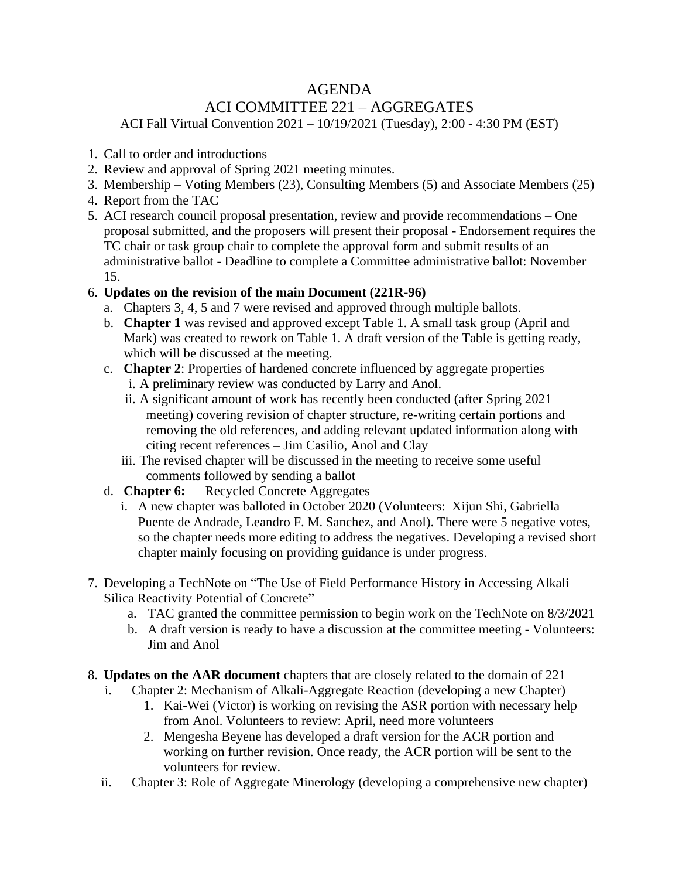# AGENDA

## ACI COMMITTEE 221 – AGGREGATES

ACI Fall Virtual Convention 2021 – 10/19/2021 (Tuesday), 2:00 - 4:30 PM (EST)

1. Call to order and introductions
2. Review and approval of Spring 2021 meeting minutes.
3. Membership – Voting Members (23), Consulting Members (5) and Associate Members (25)
4. Report from the TAC
5. ACI research council proposal presentation, review and provide recommendations – One proposal submitted, and the proposers will present their proposal - Endorsement requires the TC chair or task group chair to complete the approval form and submit results of an administrative ballot - Deadline to complete a Committee administrative ballot: November 15.
6. **Updates on the revision of the main Document (221R-96)**
   a. Chapters 3, 4, 5 and 7 were revised and approved through multiple ballots.
   b. **Chapter 1** was revised and approved except Table 1. A small task group (April and Mark) was created to rework on Table 1. A draft version of the Table is getting ready, which will be discussed at the meeting.
   c. **Chapter 2**: Properties of hardened concrete influenced by aggregate properties
      i. A preliminary review was conducted by Larry and Anol.
      ii. A significant amount of work has recently been conducted (after Spring 2021 meeting) covering revision of chapter structure, re-writing certain portions and removing the old references, and adding relevant updated information along with citing recent references – Jim Casilio, Anol and Clay
      iii. The revised chapter will be discussed in the meeting to receive some useful comments followed by sending a ballot
   d. **Chapter 6:** — Recycled Concrete Aggregates
      i. A new chapter was balloted in October 2020 (Volunteers: Xijun Shi, Gabriella Puente de Andrade, Leandro F. M. Sanchez, and Anol). There were 5 negative votes, so the chapter needs more editing to address the negatives. Developing a revised short chapter mainly focusing on providing guidance is under progress.
7. Developing a TechNote on "The Use of Field Performance History in Accessing Alkali Silica Reactivity Potential of Concrete"
   a. TAC granted the committee permission to begin work on the TechNote on 8/3/2021
   b. A draft version is ready to have a discussion at the committee meeting - Volunteers: Jim and Anol
8. **Updates on the AAR document** chapters that are closely related to the domain of 221
   i. Chapter 2: Mechanism of Alkali-Aggregate Reaction (developing a new Chapter)
      1. Kai-Wei (Victor) is working on revising the ASR portion with necessary help from Anol. Volunteers to review: April, need more volunteers
      2. Mengesha Beyene has developed a draft version for the ACR portion and working on further revision. Once ready, the ACR portion will be sent to the volunteers for review.
   ii. Chapter 3: Role of Aggregate Minerology (developing a comprehensive new chapter)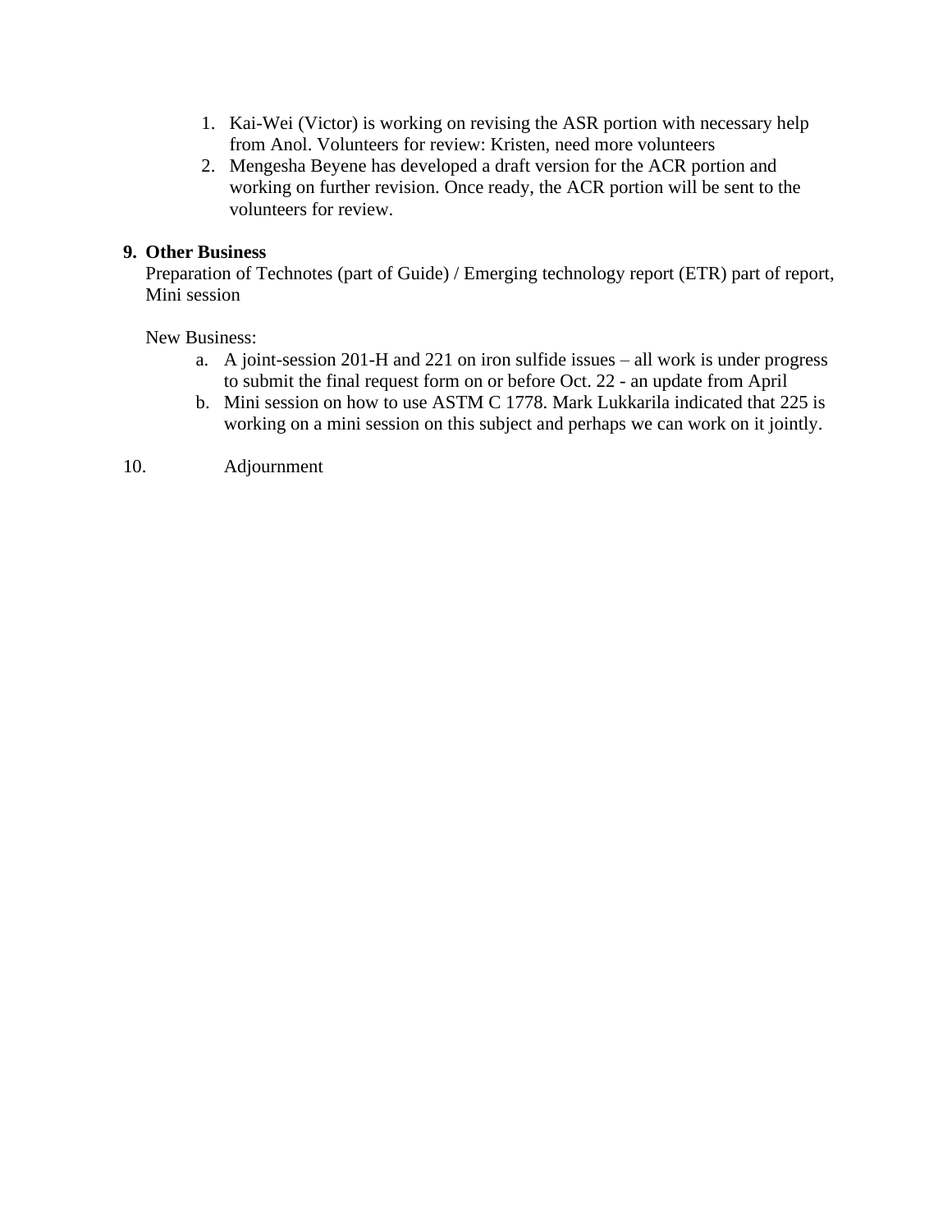1. Kai-Wei (Victor) is working on revising the ASR portion with necessary help from Anol. Volunteers for review: Kristen, need more volunteers
2. Mengesha Beyene has developed a draft version for the ACR portion and working on further revision. Once ready, the ACR portion will be sent to the volunteers for review.

**9. Other Business**

Preparation of Technotes (part of Guide) / Emerging technology report (ETR) part of report, Mini session

New Business:

a. A joint-session 201-H and 221 on iron sulfide issues – all work is under progress to submit the final request form on or before Oct. 22 - an update from April
b. Mini session on how to use ASTM C 1778. Mark Lukkarila indicated that 225 is working on a mini session on this subject and perhaps we can work on it jointly.

10. Adjournment